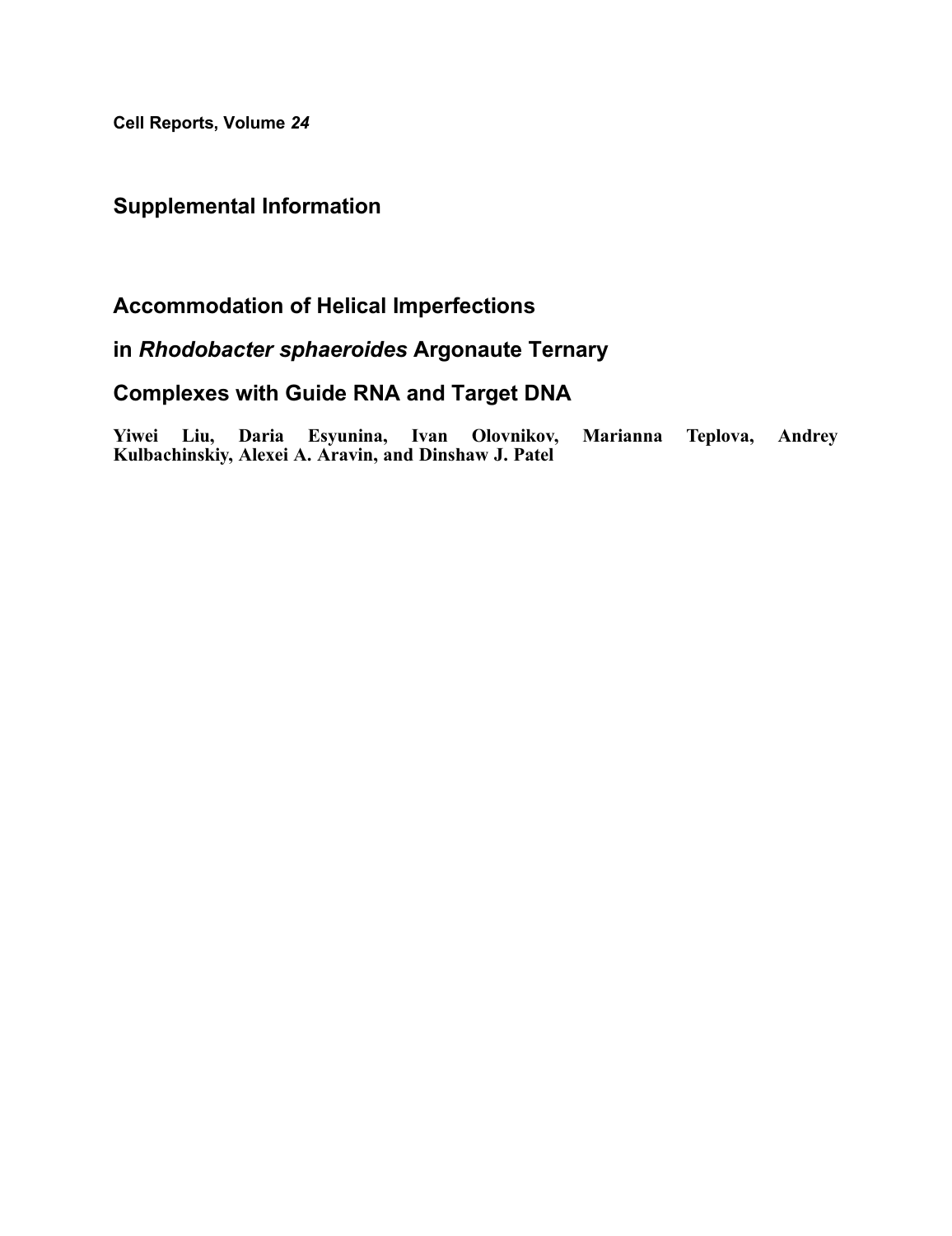**Cell Reports, Volume *24***

## Supplemental Information

# Accommodation of Helical Imperfections in *Rhodobacter sphaeroides* Argonaute Ternary Complexes with Guide RNA and Target DNA

**Yiwei Liu, Daria Esyunina, Ivan Olovnikov, Marianna Teplova, Andrey Kulbachinskiy, Alexei A. Aravin, and Dinshaw J. Patel**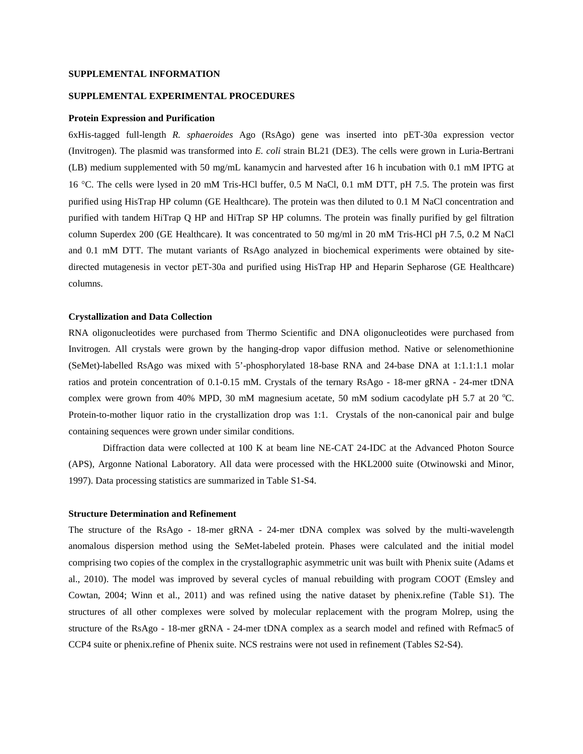**SUPPLEMENTAL INFORMATION**

**SUPPLEMENTAL EXPERIMENTAL PROCEDURES**

**Protein Expression and Purification**

6xHis-tagged full-length *R. sphaeroides* Ago (RsAgo) gene was inserted into pET-30a expression vector (Invitrogen). The plasmid was transformed into *E. coli* strain BL21 (DE3). The cells were grown in Luria-Bertrani (LB) medium supplemented with 50 mg/mL kanamycin and harvested after 16 h incubation with 0.1 mM IPTG at 16 °C. The cells were lysed in 20 mM Tris-HCl buffer, 0.5 M NaCl, 0.1 mM DTT, pH 7.5. The protein was first purified using HisTrap HP column (GE Healthcare). The protein was then diluted to 0.1 M NaCl concentration and purified with tandem HiTrap Q HP and HiTrap SP HP columns. The protein was finally purified by gel filtration column Superdex 200 (GE Healthcare). It was concentrated to 50 mg/ml in 20 mM Tris-HCl pH 7.5, 0.2 M NaCl and 0.1 mM DTT. The mutant variants of RsAgo analyzed in biochemical experiments were obtained by site-directed mutagenesis in vector pET-30a and purified using HisTrap HP and Heparin Sepharose (GE Healthcare) columns.

**Crystallization and Data Collection**

RNA oligonucleotides were purchased from Thermo Scientific and DNA oligonucleotides were purchased from Invitrogen. All crystals were grown by the hanging-drop vapor diffusion method. Native or selenomethionine (SeMet)-labelled RsAgo was mixed with 5'-phosphorylated 18-base RNA and 24-base DNA at 1:1.1:1.1 molar ratios and protein concentration of 0.1-0.15 mM. Crystals of the ternary RsAgo - 18-mer gRNA - 24-mer tDNA complex were grown from 40% MPD, 30 mM magnesium acetate, 50 mM sodium cacodylate pH 5.7 at 20 °C. Protein-to-mother liquor ratio in the crystallization drop was 1:1. Crystals of the non-canonical pair and bulge containing sequences were grown under similar conditions.

Diffraction data were collected at 100 K at beam line NE-CAT 24-IDC at the Advanced Photon Source (APS), Argonne National Laboratory. All data were processed with the HKL2000 suite (Otwinowski and Minor, 1997). Data processing statistics are summarized in Table S1-S4.

**Structure Determination and Refinement**

The structure of the RsAgo - 18-mer gRNA - 24-mer tDNA complex was solved by the multi-wavelength anomalous dispersion method using the SeMet-labeled protein. Phases were calculated and the initial model comprising two copies of the complex in the crystallographic asymmetric unit was built with Phenix suite (Adams et al., 2010). The model was improved by several cycles of manual rebuilding with program COOT (Emsley and Cowtan, 2004; Winn et al., 2011) and was refined using the native dataset by phenix.refine (Table S1). The structures of all other complexes were solved by molecular replacement with the program Molrep, using the structure of the RsAgo - 18-mer gRNA - 24-mer tDNA complex as a search model and refined with Refmac5 of CCP4 suite or phenix.refine of Phenix suite. NCS restrains were not used in refinement (Tables S2-S4).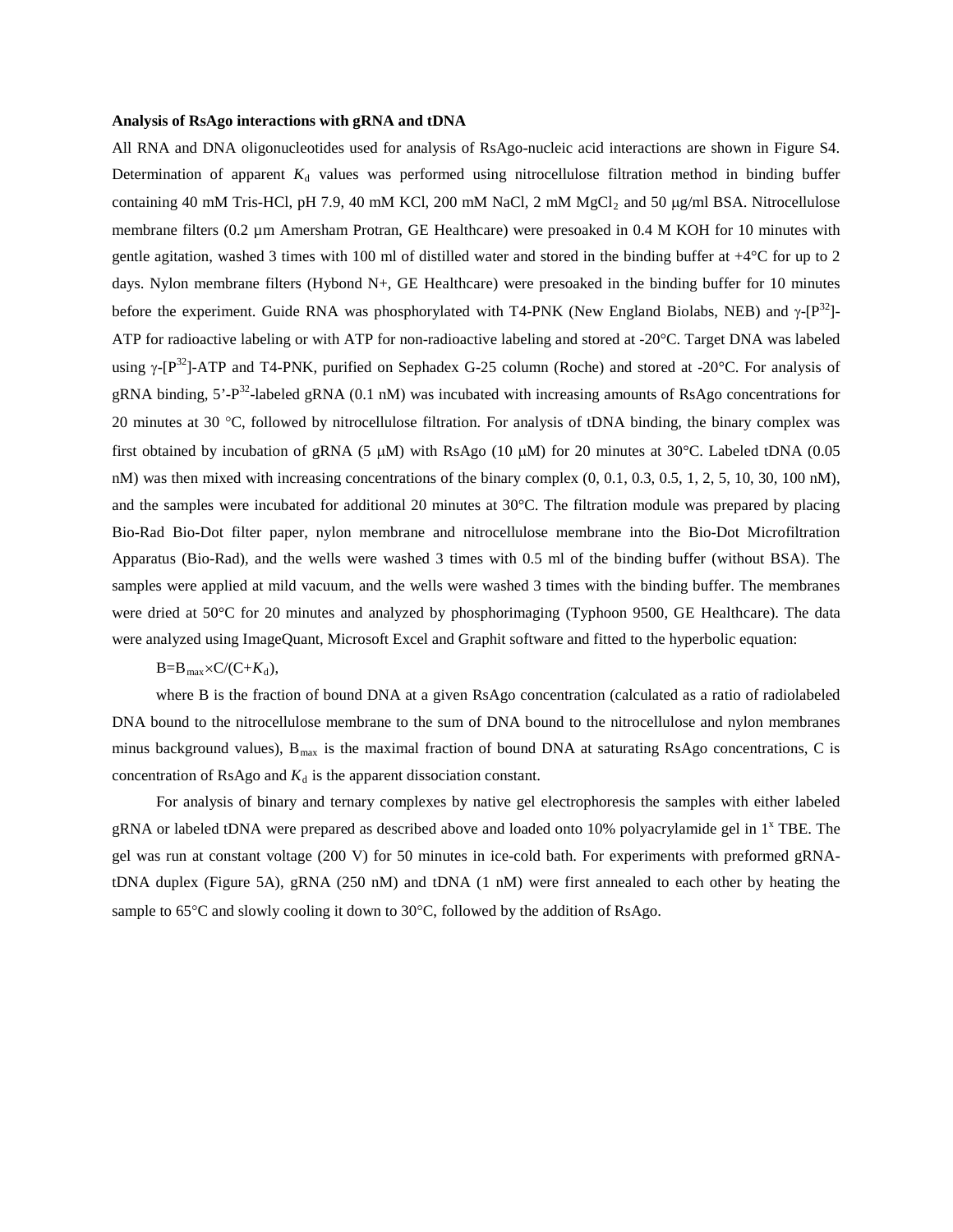**Analysis of RsAgo interactions with gRNA and tDNA**

All RNA and DNA oligonucleotides used for analysis of RsAgo-nucleic acid interactions are shown in Figure S4. Determination of apparent $K_d$ values was performed using nitrocellulose filtration method in binding buffer containing 40 mM Tris-HCl, pH 7.9, 40 mM KCl, 200 mM NaCl, 2 mM $MgCl_2$ and 50 μg/ml BSA. Nitrocellulose membrane filters (0.2 μm Amersham Protran, GE Healthcare) were presoaked in 0.4 M KOH for 10 minutes with gentle agitation, washed 3 times with 100 ml of distilled water and stored in the binding buffer at +4°C for up to 2 days. Nylon membrane filters (Hybond N+, GE Healthcare) were presoaked in the binding buffer for 10 minutes before the experiment. Guide RNA was phosphorylated with T4-PNK (New England Biolabs, NEB) and γ-[$P^{32}$]-ATP for radioactive labeling or with ATP for non-radioactive labeling and stored at -20°C. Target DNA was labeled using γ-[$P^{32}$]-ATP and T4-PNK, purified on Sephadex G-25 column (Roche) and stored at -20°C. For analysis of gRNA binding, 5'-$P^{32}$-labeled gRNA (0.1 nM) was incubated with increasing amounts of RsAgo concentrations for 20 minutes at 30 °C, followed by nitrocellulose filtration. For analysis of tDNA binding, the binary complex was first obtained by incubation of gRNA (5 μM) with RsAgo (10 μM) for 20 minutes at 30°C. Labeled tDNA (0.05 nM) was then mixed with increasing concentrations of the binary complex (0, 0.1, 0.3, 0.5, 1, 2, 5, 10, 30, 100 nM), and the samples were incubated for additional 20 minutes at 30°C. The filtration module was prepared by placing Bio-Rad Bio-Dot filter paper, nylon membrane and nitrocellulose membrane into the Bio-Dot Microfiltration Apparatus (Bio-Rad), and the wells were washed 3 times with 0.5 ml of the binding buffer (without BSA). The samples were applied at mild vacuum, and the wells were washed 3 times with the binding buffer. The membranes were dried at 50°C for 20 minutes and analyzed by phosphorimaging (Typhoon 9500, GE Healthcare). The data were analyzed using ImageQuant, Microsoft Excel and Graphit software and fitted to the hyperbolic equation:

$$B = B_{max} \times C/(C + K_d),$$

where B is the fraction of bound DNA at a given RsAgo concentration (calculated as a ratio of radiolabeled DNA bound to the nitrocellulose membrane to the sum of DNA bound to the nitrocellulose and nylon membranes minus background values), $B_{max}$ is the maximal fraction of bound DNA at saturating RsAgo concentrations, C is concentration of RsAgo and $K_d$ is the apparent dissociation constant.

For analysis of binary and ternary complexes by native gel electrophoresis the samples with either labeled gRNA or labeled tDNA were prepared as described above and loaded onto 10% polyacrylamide gel in $1^x$ TBE. The gel was run at constant voltage (200 V) for 50 minutes in ice-cold bath. For experiments with preformed gRNA-tDNA duplex (Figure 5A), gRNA (250 nM) and tDNA (1 nM) were first annealed to each other by heating the sample to 65°C and slowly cooling it down to 30°C, followed by the addition of RsAgo.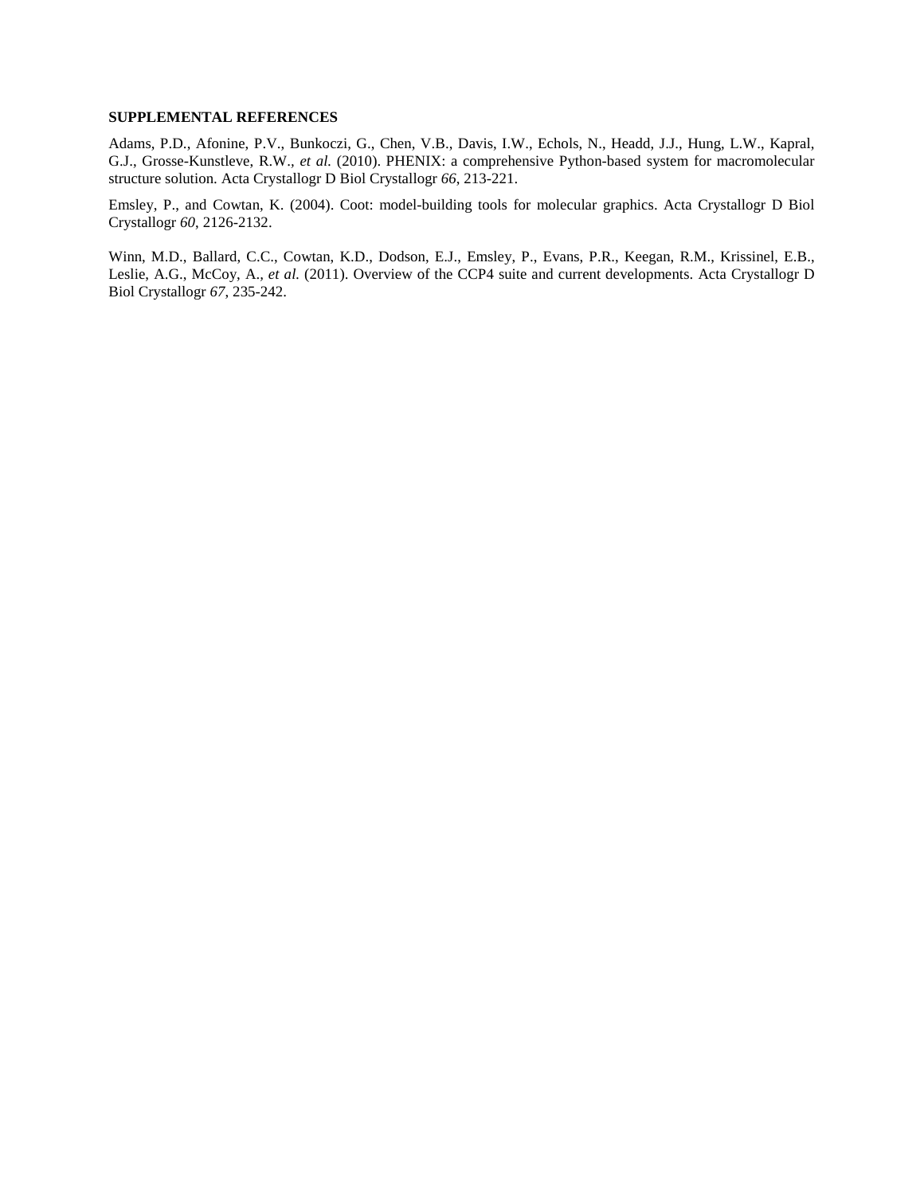**SUPPLEMENTAL REFERENCES**

Adams, P.D., Afonine, P.V., Bunkoczi, G., Chen, V.B., Davis, I.W., Echols, N., Headd, J.J., Hung, L.W., Kapral, G.J., Grosse-Kunstleve, R.W., *et al.* (2010). PHENIX: a comprehensive Python-based system for macromolecular structure solution. Acta Crystallogr D Biol Crystallogr *66*, 213-221.

Emsley, P., and Cowtan, K. (2004). Coot: model-building tools for molecular graphics. Acta Crystallogr D Biol Crystallogr *60*, 2126-2132.

Winn, M.D., Ballard, C.C., Cowtan, K.D., Dodson, E.J., Emsley, P., Evans, P.R., Keegan, R.M., Krissinel, E.B., Leslie, A.G., McCoy, A., *et al.* (2011). Overview of the CCP4 suite and current developments. Acta Crystallogr D Biol Crystallogr *67*, 235-242.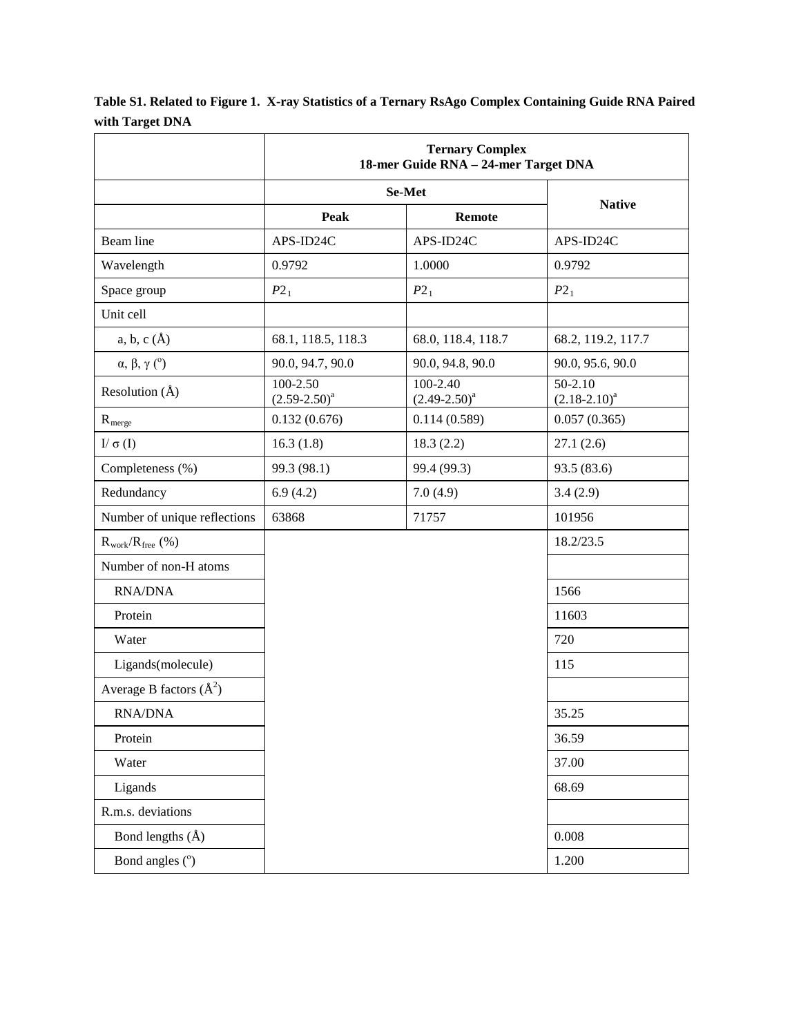**Table S1. Related to Figure 1. X-ray Statistics of a Ternary RsAgo Complex Containing Guide RNA Paired with Target DNA**

| | Ternary Complex 18-mer Guide RNA – 24-mer Target DNA | | |
|---|---|---|---|
| | Se-Met | | Native |
| | Peak | Remote | |
| Beam line | APS-ID24C | APS-ID24C | APS-ID24C |
| Wavelength | 0.9792 | 1.0000 | 0.9792 |
| Space group | $P2_1$ | $P2_1$ | $P2_1$ |
| Unit cell | | | |
| a, b, c (Å) | 68.1, 118.5, 118.3 | 68.0, 118.4, 118.7 | 68.2, 119.2, 117.7 |
| α, β, γ (°) | 90.0, 94.7, 90.0 | 90.0, 94.8, 90.0 | 90.0, 95.6, 90.0 |
| Resolution (Å) | 100-2.50 (2.59-2.50)[a] | 100-2.40 (2.49-2.50)[a] | 50-2.10 (2.18-2.10)[a] |
| $R_{merge}$ | 0.132 (0.676) | 0.114 (0.589) | 0.057 (0.365) |
| I/ σ (I) | 16.3 (1.8) | 18.3 (2.2) | 27.1 (2.6) |
| Completeness (%) | 99.3 (98.1) | 99.4 (99.3) | 93.5 (83.6) |
| Redundancy | 6.9 (4.2) | 7.0 (4.9) | 3.4 (2.9) |
| Number of unique reflections | 63868 | 71757 | 101956 |
| $R_{work}/R_{free}$ (%) | | | 18.2/23.5 |
| Number of non-H atoms | | | |
| RNA/DNA | | | 1566 |
| Protein | | | 11603 |
| Water | | | 720 |
| Ligands(molecule) | | | 115 |
| Average B factors (Å$^2$) | | | |
| RNA/DNA | | | 35.25 |
| Protein | | | 36.59 |
| Water | | | 37.00 |
| Ligands | | | 68.69 |
| R.m.s. deviations | | | |
| Bond lengths (Å) | | | 0.008 |
| Bond angles (°) | | | 1.200 |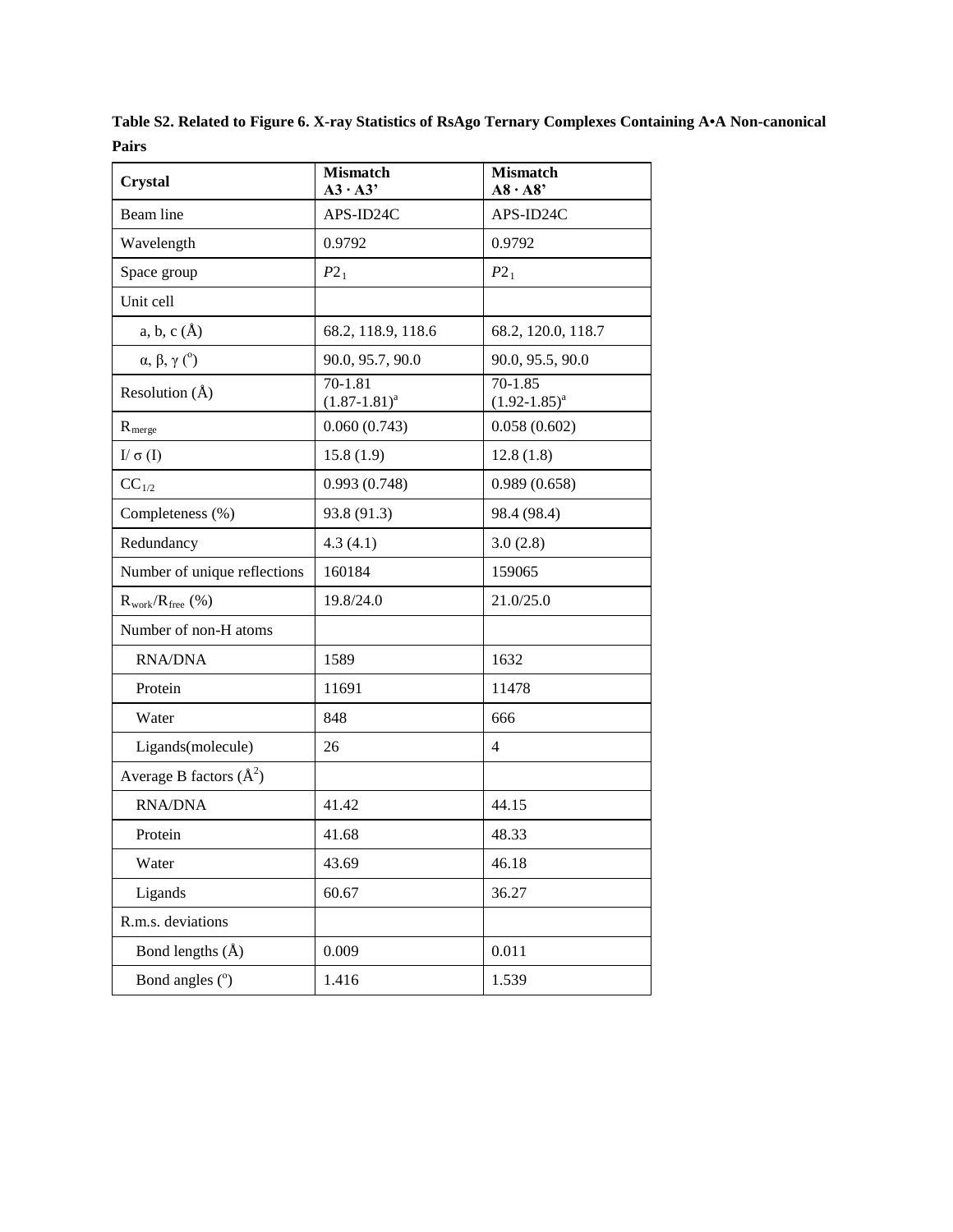**Table S2. Related to Figure 6. X-ray Statistics of RsAgo Ternary Complexes Containing A•A Non-canonical Pairs**

| Crystal | Mismatch A3 · A3' | Mismatch A8 · A8' |
|---|---|---|
| Beam line | APS-ID24C | APS-ID24C |
| Wavelength | 0.9792 | 0.9792 |
| Space group | $P2_1$ | $P2_1$ |
| Unit cell | | |
| a, b, c (Å) | 68.2, 118.9, 118.6 | 68.2, 120.0, 118.7 |
| α, β, γ (°) | 90.0, 95.7, 90.0 | 90.0, 95.5, 90.0 |
| Resolution (Å) | 70-1.81 (1.87-1.81)[a] | 70-1.85 (1.92-1.85)[a] |
| $R_{merge}$ | 0.060 (0.743) | 0.058 (0.602) |
| I/ σ (I) | 15.8 (1.9) | 12.8 (1.8) |
| $CC_{1/2}$ | 0.993 (0.748) | 0.989 (0.658) |
| Completeness (%) | 93.8 (91.3) | 98.4 (98.4) |
| Redundancy | 4.3 (4.1) | 3.0 (2.8) |
| Number of unique reflections | 160184 | 159065 |
| $R_{work}/R_{free}$ (%) | 19.8/24.0 | 21.0/25.0 |
| Number of non-H atoms | | |
| RNA/DNA | 1589 | 1632 |
| Protein | 11691 | 11478 |
| Water | 848 | 666 |
| Ligands(molecule) | 26 | 4 |
| Average B factors ($Å^2$) | | |
| RNA/DNA | 41.42 | 44.15 |
| Protein | 41.68 | 48.33 |
| Water | 43.69 | 46.18 |
| Ligands | 60.67 | 36.27 |
| R.m.s. deviations | | |
| Bond lengths (Å) | 0.009 | 0.011 |
| Bond angles (°) | 1.416 | 1.539 |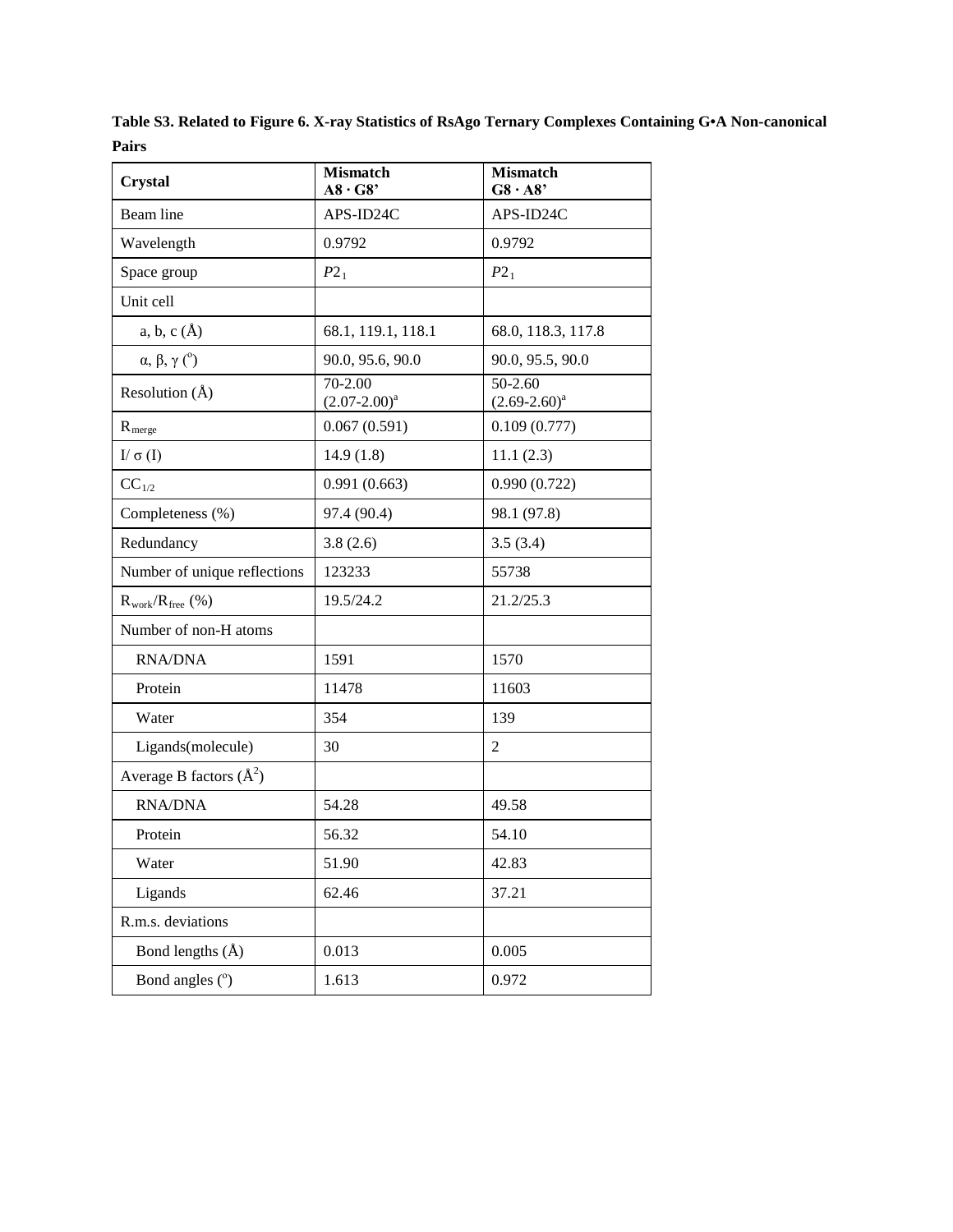**Table S3. Related to Figure 6. X-ray Statistics of RsAgo Ternary Complexes Containing G•A Non-canonical Pairs**

| Crystal | Mismatch A8 · G8' | Mismatch G8 · A8' |
|---|---|---|
| Beam line | APS-ID24C | APS-ID24C |
| Wavelength | 0.9792 | 0.9792 |
| Space group | $P2_1$ | $P2_1$ |
| Unit cell | | |
| a, b, c (Å) | 68.1, 119.1, 118.1 | 68.0, 118.3, 117.8 |
| α, β, γ (°) | 90.0, 95.6, 90.0 | 90.0, 95.5, 90.0 |
| Resolution (Å) | 70-2.00 (2.07-2.00)[a] | 50-2.60 (2.69-2.60)[a] |
| $R_{merge}$ | 0.067 (0.591) | 0.109 (0.777) |
| I/ σ (I) | 14.9 (1.8) | 11.1 (2.3) |
| $CC_{1/2}$ | 0.991 (0.663) | 0.990 (0.722) |
| Completeness (%) | 97.4 (90.4) | 98.1 (97.8) |
| Redundancy | 3.8 (2.6) | 3.5 (3.4) |
| Number of unique reflections | 123233 | 55738 |
| $R_{work}/R_{free}$ (%) | 19.5/24.2 | 21.2/25.3 |
| Number of non-H atoms | | |
| RNA/DNA | 1591 | 1570 |
| Protein | 11478 | 11603 |
| Water | 354 | 139 |
| Ligands(molecule) | 30 | 2 |
| Average B factors ($Å^2$) | | |
| RNA/DNA | 54.28 | 49.58 |
| Protein | 56.32 | 54.10 |
| Water | 51.90 | 42.83 |
| Ligands | 62.46 | 37.21 |
| R.m.s. deviations | | |
| Bond lengths (Å) | 0.013 | 0.005 |
| Bond angles (°) | 1.613 | 0.972 |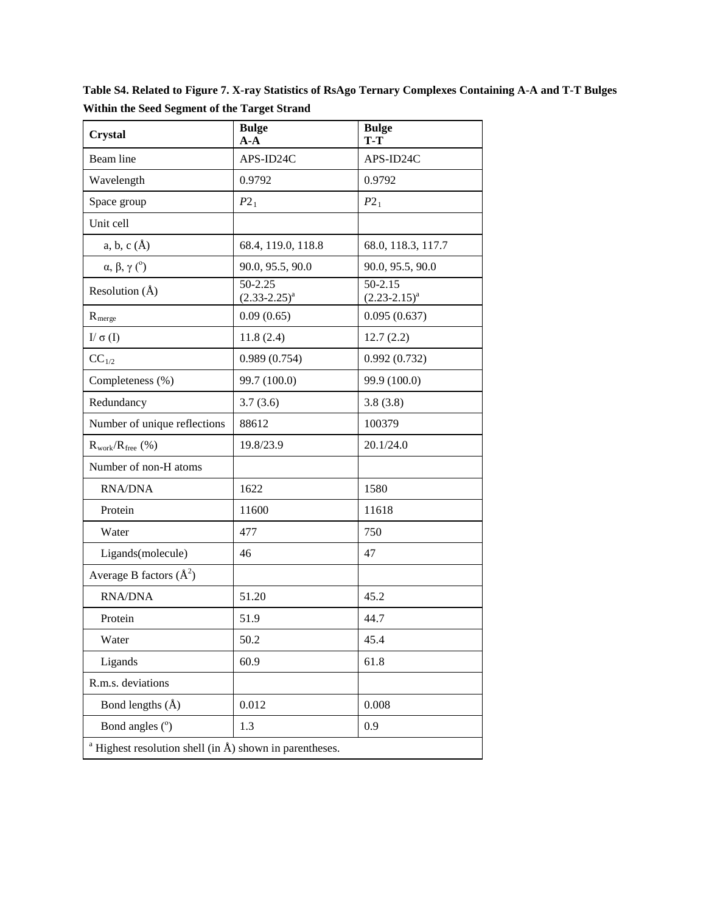**Table S4. Related to Figure 7. X-ray Statistics of RsAgo Ternary Complexes Containing A-A and T-T Bulges Within the Seed Segment of the Target Strand**

| **Crystal** | **Bulge A-A** | **Bulge T-T** |
|---|---|---|
| Beam line | APS-ID24C | APS-ID24C |
| Wavelength | 0.9792 | 0.9792 |
| Space group | $P2_1$ | $P2_1$ |
| Unit cell | | |
| a, b, c (Å) | 68.4, 119.0, 118.8 | 68.0, 118.3, 117.7 |
| α, β, γ (°) | 90.0, 95.5, 90.0 | 90.0, 95.5, 90.0 |
| Resolution (Å) | 50-2.25 (2.33-2.25)[a] | 50-2.15 (2.23-2.15)[a] |
| $R_{merge}$ | 0.09 (0.65) | 0.095 (0.637) |
| I/ σ (I) | 11.8 (2.4) | 12.7 (2.2) |
| $CC_{1/2}$ | 0.989 (0.754) | 0.992 (0.732) |
| Completeness (%) | 99.7 (100.0) | 99.9 (100.0) |
| Redundancy | 3.7 (3.6) | 3.8 (3.8) |
| Number of unique reflections | 88612 | 100379 |
| $R_{work}/R_{free}$ (%) | 19.8/23.9 | 20.1/24.0 |
| Number of non-H atoms | | |
| RNA/DNA | 1622 | 1580 |
| Protein | 11600 | 11618 |
| Water | 477 | 750 |
| Ligands(molecule) | 46 | 47 |
| Average B factors ($Å^2$) | | |
| RNA/DNA | 51.20 | 45.2 |
| Protein | 51.9 | 44.7 |
| Water | 50.2 | 45.4 |
| Ligands | 60.9 | 61.8 |
| R.m.s. deviations | | |
| Bond lengths (Å) | 0.012 | 0.008 |
| Bond angles (°) | 1.3 | 0.9 |

[a] Highest resolution shell (in Å) shown in parentheses.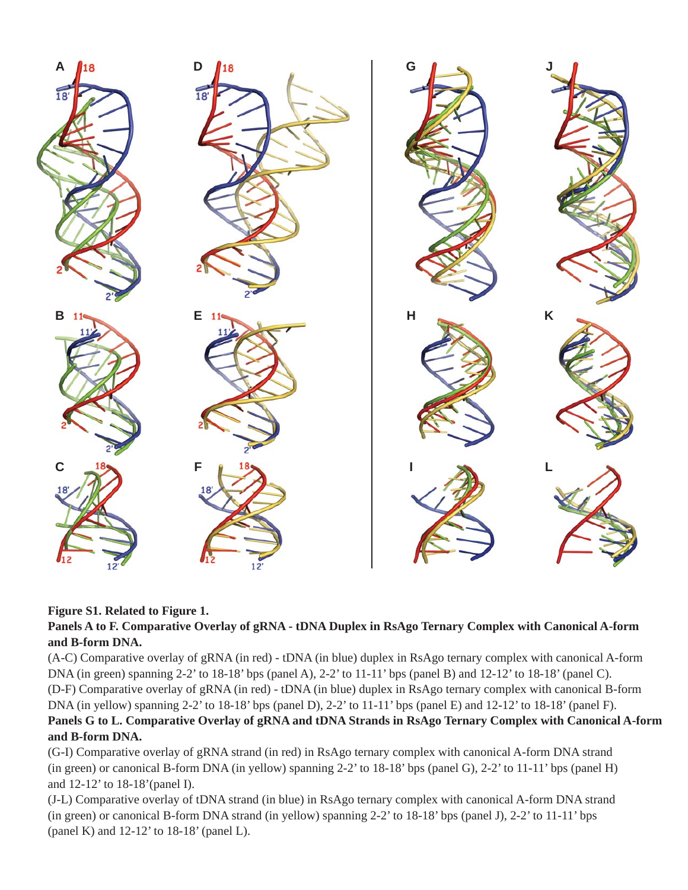**Figure S1. Related to Figure 1.**

**Panels A to F. Comparative Overlay of gRNA - tDNA Duplex in RsAgo Ternary Complex with Canonical A-form and B-form DNA.**

(A-C) Comparative overlay of gRNA (in red) - tDNA (in blue) duplex in RsAgo ternary complex with canonical A-form DNA (in green) spanning 2-2' to 18-18' bps (panel A), 2-2' to 11-11' bps (panel B) and 12-12' to 18-18' (panel C).

(D-F) Comparative overlay of gRNA (in red) - tDNA (in blue) duplex in RsAgo ternary complex with canonical B-form DNA (in yellow) spanning 2-2' to 18-18' bps (panel D), 2-2' to 11-11' bps (panel E) and 12-12' to 18-18' (panel F).

**Panels G to L. Comparative Overlay of gRNA and tDNA Strands in RsAgo Ternary Complex with Canonical A-form and B-form DNA.**

(G-I) Comparative overlay of gRNA strand (in red) in RsAgo ternary complex with canonical A-form DNA strand (in green) or canonical B-form DNA (in yellow) spanning 2-2' to 18-18' bps (panel G), 2-2' to 11-11' bps (panel H) and 12-12' to 18-18'(panel I).

(J-L) Comparative overlay of tDNA strand (in blue) in RsAgo ternary complex with canonical A-form DNA strand (in green) or canonical B-form DNA strand (in yellow) spanning 2-2' to 18-18' bps (panel J), 2-2' to 11-11' bps (panel K) and 12-12' to 18-18' (panel L).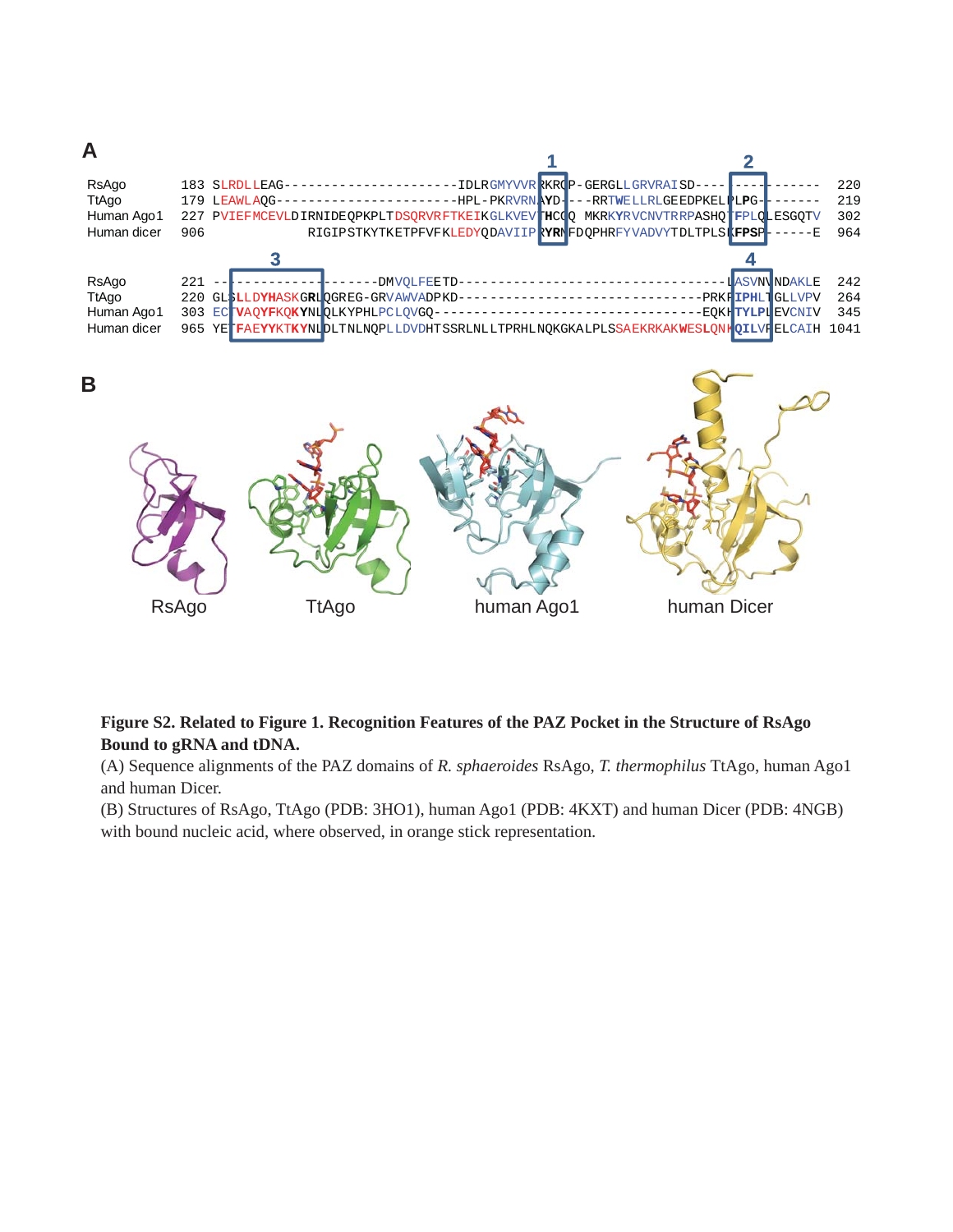**A**

```
                  1                                   2
RsAgo       183 SLRDLLEAG---------------------IDLRGMYVVRRKRQP-GERGLLGRVRAISD---------------  220
TtAgo       179 LEAWLAQG----------------------HPL-PKRVRNAYD---RRTWELLRLGEEDPKELPLPG--------  219
Human Ago1  227 PVIEFMCEVLDIRNIDEQPKPLTDSQRVRFTKEIKGLKVEVTHCGQ MKRKYRVCNVTRRPASHQTFPLQLESGQTV 302
Human dicer 906             RIGIPSTKYTKETPFVFKLEDYQDAVIIPRYRNFDQPHRFYVADVYTDLTPLSKFPSP------E  964

                  3                                                        4
RsAgo       221 ---------------------DMVQLFEETD------------------------------LASVNVNDAKLE  242
TtAgo       220 GLSLLDYHASKGRLQGREG-GRVAWVADPKD------------------------------PRKPIPHLTGLLVPV  264
Human Ago1  303 ECTVAQYFKQKYNLQLKYPHLPCLQVGQ--------------------------------EQKHTYLPLEVCNIV  345
Human dicer 965 YETFAEYYKTKYNLDLTNLNQPLLDVDHTSSRLNLLTPRHLNQKGKALPLSSAEKRKAKWESLQNKQILVPELCAIH 1041
```

**B**

**Figure S2. Related to Figure 1. Recognition Features of the PAZ Pocket in the Structure of RsAgo Bound to gRNA and tDNA.**

(A) Sequence alignments of the PAZ domains of *R. sphaeroides* RsAgo, *T. thermophilus* TtAgo, human Ago1 and human Dicer.

(B) Structures of RsAgo, TtAgo (PDB: 3HO1), human Ago1 (PDB: 4KXT) and human Dicer (PDB: 4NGB) with bound nucleic acid, where observed, in orange stick representation.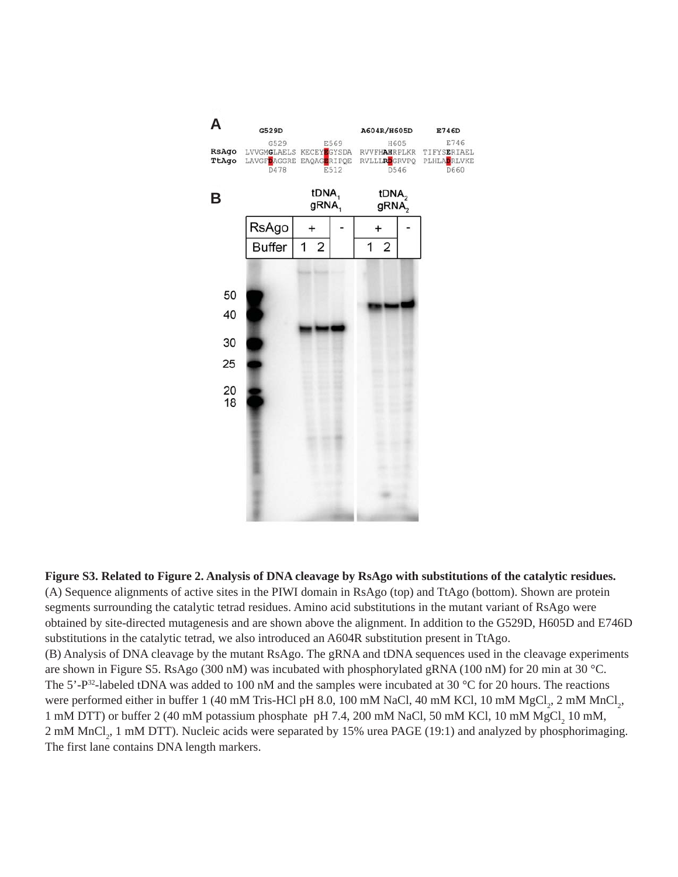**Figure S3. Related to Figure 2. Analysis of DNA cleavage by RsAgo with substitutions of the catalytic residues.** (A) Sequence alignments of active sites in the PIWI domain in RsAgo (top) and TtAgo (bottom). Shown are protein segments surrounding the catalytic tetrad residues. Amino acid substitutions in the mutant variant of RsAgo were obtained by site-directed mutagenesis and are shown above the alignment. In addition to the G529D, H605D and E746D substitutions in the catalytic tetrad, we also introduced an A604R substitution present in TtAgo.

(B) Analysis of DNA cleavage by the mutant RsAgo. The gRNA and tDNA sequences used in the cleavage experiments are shown in Figure S5. RsAgo (300 nM) was incubated with phosphorylated gRNA (100 nM) for 20 min at 30 °C. The 5'-$P^{32}$-labeled tDNA was added to 100 nM and the samples were incubated at 30 °C for 20 hours. The reactions were performed either in buffer 1 (40 mM Tris-HCl pH 8.0, 100 mM NaCl, 40 mM KCl, 10 mM $MgCl_2$, 2 mM $MnCl_2$, 1 mM DTT) or buffer 2 (40 mM potassium phosphate pH 7.4, 200 mM NaCl, 50 mM KCl, 10 mM $MgCl_2$ 10 mM, 2 mM $MnCl_2$, 1 mM DTT). Nucleic acids were separated by 15% urea PAGE (19:1) and analyzed by phosphorimaging. The first lane contains DNA length markers.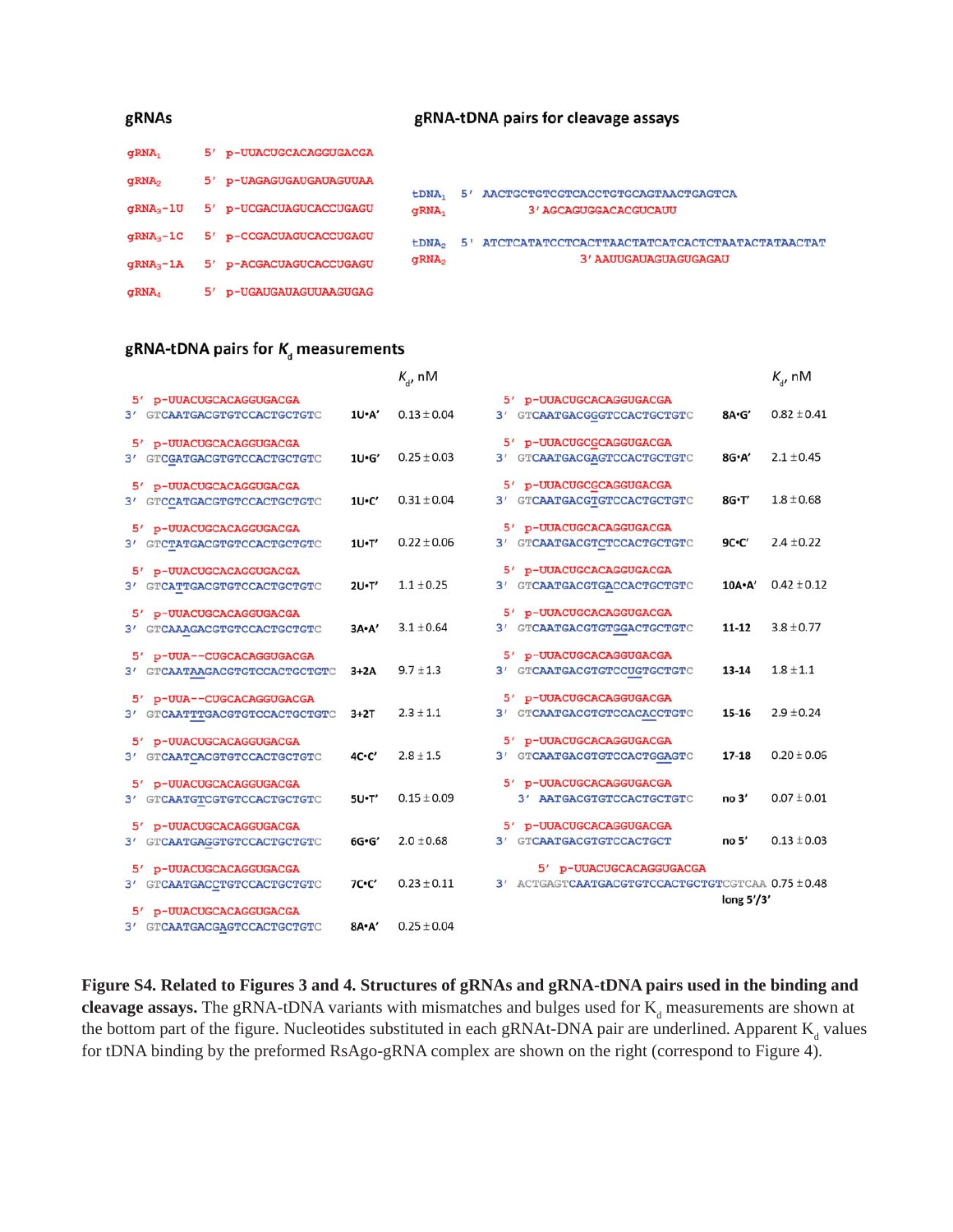### gRNAs

| Name | Sequence |
|---|---|
| $gRNA_1$ | 5′ p-UUACUGCACAGGUGACGA |
| $gRNA_2$ | 5′ p-UAGAGUGAUGAUAGUUAA |
| $gRNA_3$-1U | 5′ p-UCGACUAGUCACCUGAGU |
| $gRNA_3$-1C | 5′ p-CCGACUAGUCACCUGAGU |
| $gRNA_3$-1A | 5′ p-ACGACUAGUCACCUGAGU |
| $gRNA_4$ | 5′ p-UGAUGAUAGUUAAGUGAG |

### gRNA-tDNA pairs for cleavage assays

```
tDNA1  5' AACTGCTGTCGTCACCTGTGCAGTAACTGAGTCA
gRNA1           3' AGCAGUGGACACGUCAUU

tDNA2  5' ATCTCATATCCTCACTTAACTATCATCACTCTAATACTATAACTAT
gRNA2                    3' AAUUGAUAGUAGUGAGAU
```

### gRNA-tDNA pairs for $K_d$ measurements

| gRNA-tDNA pair | Variant | $K_d$, nM |
|---|---|---|
| 5′ p-UUACUGCACAGGUGACGA<br>3′ GTCAATGACGTGTCCACTGCTGTC | 1U•A′ | 0.13 ± 0.04 |
| 5′ p-UUACUGCACAGGUGACGA<br>3′ GTCGATGACGTGTCCACTGCTGTC | 1U•G′ | 0.25 ± 0.03 |
| 5′ p-UUACUGCACAGGUGACGA<br>3′ GTCCATGACGTGTCCACTGCTGTC | 1U•C′ | 0.31 ± 0.04 |
| 5′ p-UUACUGCACAGGUGACGA<br>3′ GTCTATGACGTGTCCACTGCTGTC | 1U•T′ | 0.22 ± 0.06 |
| 5′ p-UUACUGCACAGGUGACGA<br>3′ GTCATTGACGTGTCCACTGCTGTC | 2U•T′ | 1.1 ± 0.25 |
| 5′ p-UUACUGCACAGGUGACGA<br>3′ GTCAAAGACGTGTCCACTGCTGTC | 3A•A′ | 3.1 ± 0.64 |
| 5′ p-UUA--CUGCACAGGUGACGA<br>3′ GTCAATAAGACGTGTCCACTGCTGTC | 3+2A | 9.7 ± 1.3 |
| 5′ p-UUA--CUGCACAGGUGACGA<br>3′ GTCAATTTGACGTGTCCACTGCTGTC | 3+2T | 2.3 ± 1.1 |
| 5′ p-UUACUGCACAGGUGACGA<br>3′ GTCAATCACGTGTCCACTGCTGTC | 4C•C′ | 2.8 ± 1.5 |
| 5′ p-UUACUGCACAGGUGACGA<br>3′ GTCAATGTCGTGTCCACTGCTGTC | 5U•T′ | 0.15 ± 0.09 |
| 5′ p-UUACUGCACAGGUGACGA<br>3′ GTCAATGAGGTGTCCACTGCTGTC | 6G•G′ | 2.0 ± 0.68 |
| 5′ p-UUACUGCACAGGUGACGA<br>3′ GTCAATGACCTGTCCACTGCTGTC | 7C•C′ | 0.23 ± 0.11 |
| 5′ p-UUACUGCACAGGUGACGA<br>3′ GTCAATGACGAGTCCACTGCTGTC | 8A•A′ | 0.25 ± 0.04 |
| 5′ p-UUACUGCACAGGUGACGA<br>3′ GTCAATGACGGGTCCACTGCTGTC | 8A•G′ | 0.82 ± 0.41 |
| 5′ p-UUACUGCGCAGGUGACGA<br>3′ GTCAATGACGAGTCCACTGCTGTC | 8G•A′ | 2.1 ± 0.45 |
| 5′ p-UUACUGCGCAGGUGACGA<br>3′ GTCAATGACGTGTCCACTGCTGTC | 8G•T′ | 1.8 ± 0.68 |
| 5′ p-UUACUGCACAGGUGACGA<br>3′ GTCAATGACGTCTCCACTGCTGTC | 9C•C′ | 2.4 ± 0.22 |
| 5′ p-UUACUGCACAGGUGACGA<br>3′ GTCAATGACGTGACCACTGCTGTC | 10A•A′ | 0.42 ± 0.12 |
| 5′ p-UUACUGCACAGGUGACGA<br>3′ GTCAATGACGTGTGGACTGCTGTC | 11-12 | 3.8 ± 0.77 |
| 5′ p-UUACUGCACAGGUGACGA<br>3′ GTCAATGACGTGTCCUGTGCTGTC | 13-14 | 1.8 ± 1.1 |
| 5′ p-UUACUGCACAGGUGACGA<br>3′ GTCAATGACGTGTCCACACCTGTC | 15-16 | 2.9 ± 0.24 |
| 5′ p-UUACUGCACAGGUGACGA<br>3′ GTCAATGACGTGTCCACTGGAGTC | 17-18 | 0.20 ± 0.06 |
| 5′ p-UUACUGCACAGGUGACGA<br>3′ AATGACGTGTCCACTGCTGTC | no 3′ | 0.07 ± 0.01 |
| 5′ p-UUACUGCACAGGUGACGA<br>3′ GTCAATGACGTGTCCACTGCT | no 5′ | 0.13 ± 0.03 |
| 5′ p-UUACUGCACAGGUGACGA<br>3′ ACTGAGTCAATGACGTGTCCACTGCTGTCGTCAA | long 5′/3′ | 0.75 ± 0.48 |

**Figure S4. Related to Figures 3 and 4. Structures of gRNAs and gRNA-tDNA pairs used in the binding and cleavage assays.** The gRNA-tDNA variants with mismatches and bulges used for $K_d$ measurements are shown at the bottom part of the figure. Nucleotides substituted in each gRNAt-DNA pair are underlined. Apparent $K_d$ values for tDNA binding by the preformed RsAgo-gRNA complex are shown on the right (correspond to Figure 4).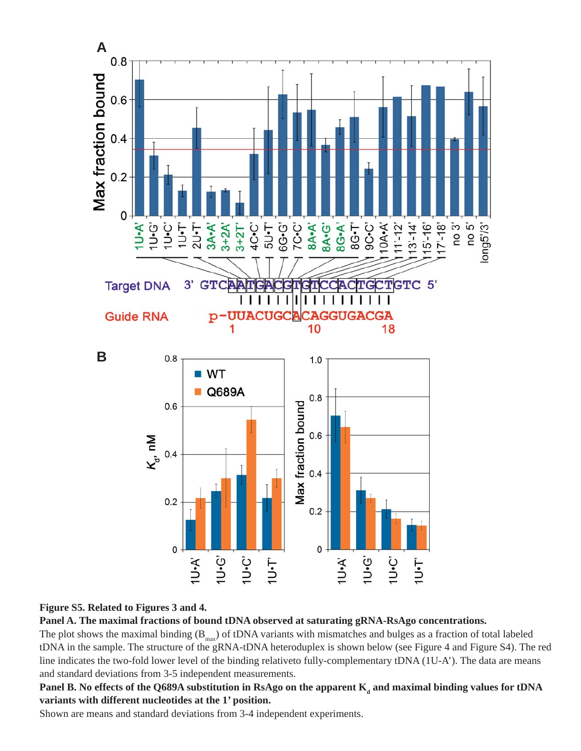**Figure S5. Related to Figures 3 and 4.**

**Panel A. The maximal fractions of bound tDNA observed at saturating gRNA-RsAgo concentrations.**

The plot shows the maximal binding ($B_{max}$) of tDNA variants with mismatches and bulges as a fraction of total labeled tDNA in the sample. The structure of the gRNA-tDNA heteroduplex is shown below (see Figure 4 and Figure S4). The red line indicates the two-fold lower level of the binding relativeto fully-complementary tDNA (1U-A'). The data are means and standard deviations from 3-5 independent measurements.

**Panel B. No effects of the Q689A substitution in RsAgo on the apparent $K_d$ and maximal binding values for tDNA variants with different nucleotides at the 1' position.**

Shown are means and standard deviations from 3-4 independent experiments.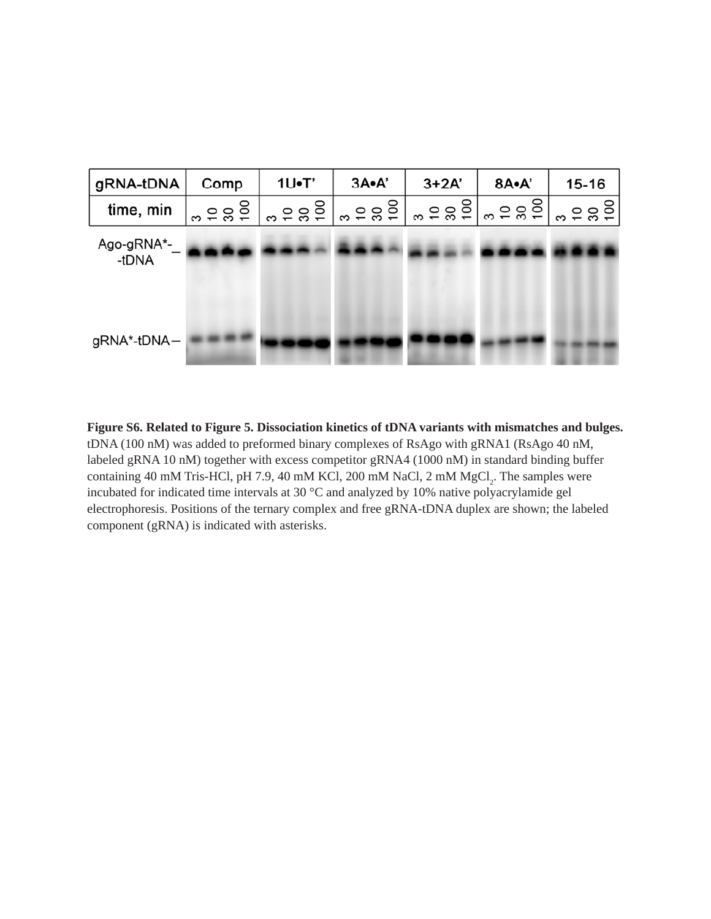**Figure S6. Related to Figure 5. Dissociation kinetics of tDNA variants with mismatches and bulges.** tDNA (100 nM) was added to preformed binary complexes of RsAgo with gRNA1 (RsAgo 40 nM, labeled gRNA 10 nM) together with excess competitor gRNA4 (1000 nM) in standard binding buffer containing 40 mM Tris-HCl, pH 7.9, 40 mM KCl, 200 mM NaCl, 2 mM $MgCl_2$. The samples were incubated for indicated time intervals at 30 °C and analyzed by 10% native polyacrylamide gel electrophoresis. Positions of the ternary complex and free gRNA-tDNA duplex are shown; the labeled component (gRNA) is indicated with asterisks.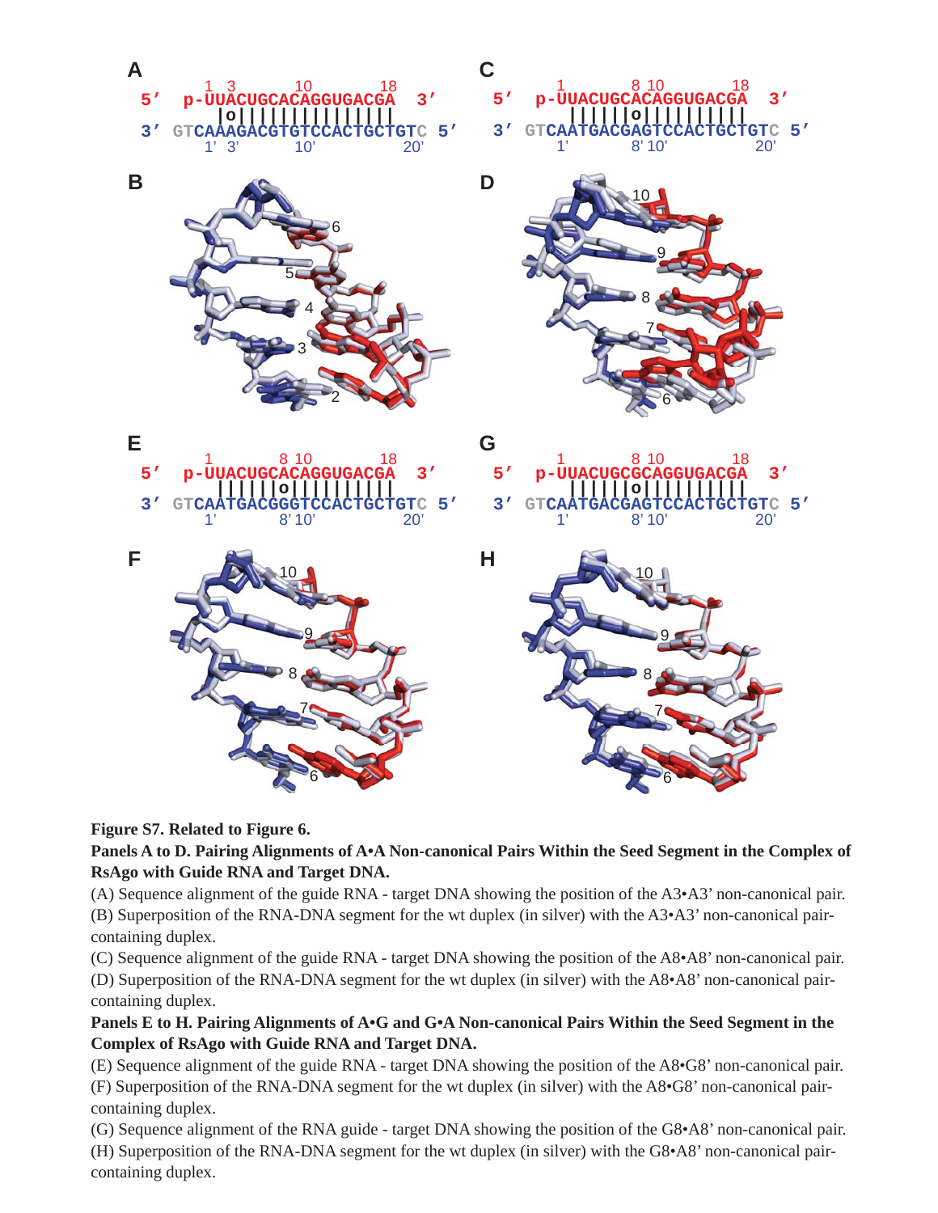A

5′ p-UUACUGCACAGGUGACGA 3′

3′ GTCAAAGACGTGTCCACTGCTGTC 5′

B

C

5′ p-UUACUGCACAGGUGACGA 3′

3′ GTCAATGACGAGTCCACTGCTGTC 5′

D

E

5′ p-UUACUGCACAGGUGACGA 3′

3′ GTCAATGACGGGTCCACTGCTGTC 5′

F

G

5′ p-UUACUGCGCAGGUGACGA 3′

3′ GTCAATGACGAGTCCACTGCTGTC 5′

H

**Figure S7. Related to Figure 6.**

**Panels A to D. Pairing Alignments of A•A Non-canonical Pairs Within the Seed Segment in the Complex of RsAgo with Guide RNA and Target DNA.**

(A) Sequence alignment of the guide RNA - target DNA showing the position of the A3•A3' non-canonical pair.

(B) Superposition of the RNA-DNA segment for the wt duplex (in silver) with the A3•A3' non-canonical pair-containing duplex.

(C) Sequence alignment of the guide RNA - target DNA showing the position of the A8•A8' non-canonical pair.

(D) Superposition of the RNA-DNA segment for the wt duplex (in silver) with the A8•A8' non-canonical pair-containing duplex.

**Panels E to H. Pairing Alignments of A•G and G•A Non-canonical Pairs Within the Seed Segment in the Complex of RsAgo with Guide RNA and Target DNA.**

(E) Sequence alignment of the guide RNA - target DNA showing the position of the A8•G8' non-canonical pair.

(F) Superposition of the RNA-DNA segment for the wt duplex (in silver) with the A8•G8' non-canonical pair-containing duplex.

(G) Sequence alignment of the RNA guide - target DNA showing the position of the G8•A8' non-canonical pair.

(H) Superposition of the RNA-DNA segment for the wt duplex (in silver) with the G8•A8' non-canonical pair-containing duplex.